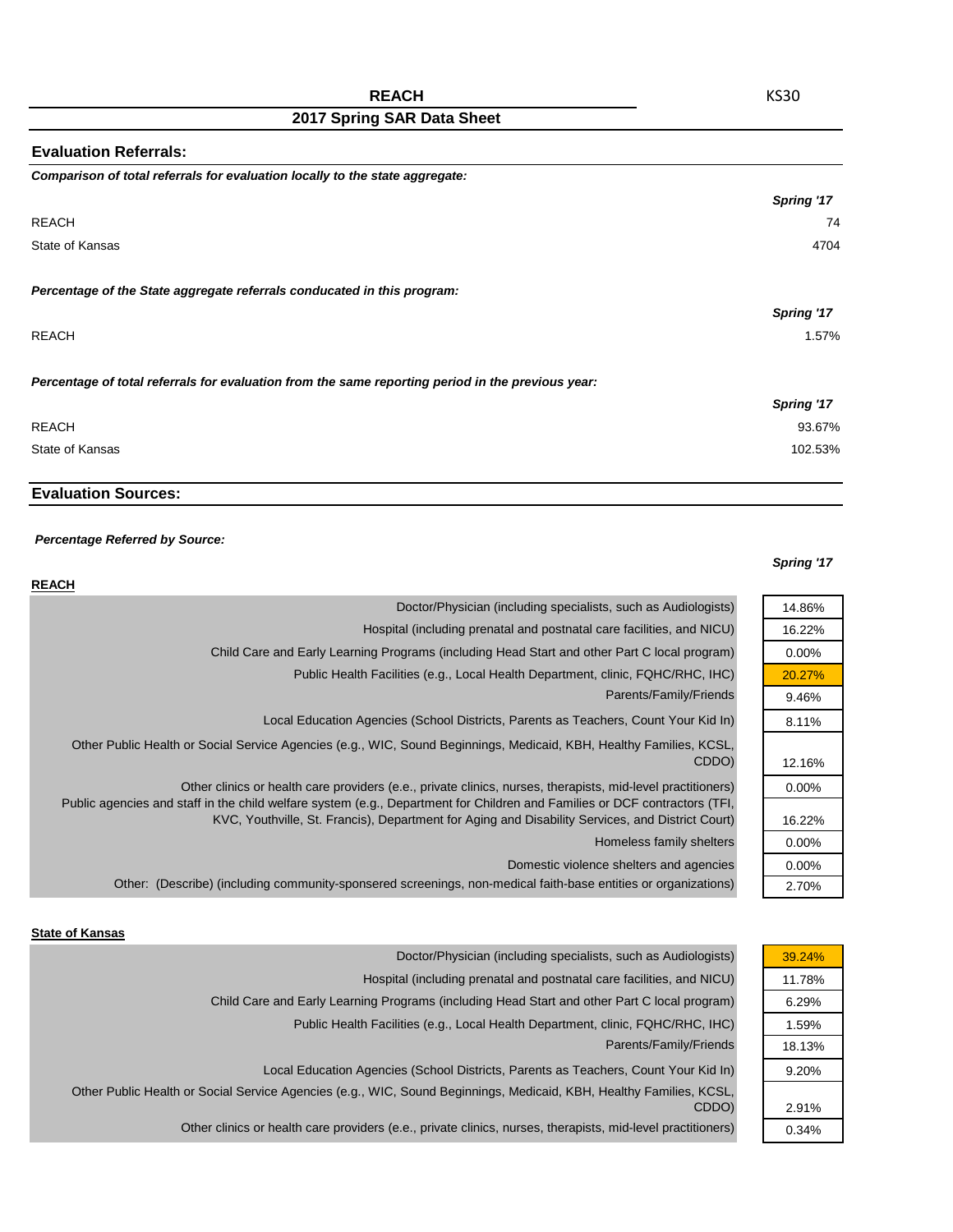# REACH

KS30

## 2017 Spring SAR Data Sheet

### Evaluation Referrals:

***Comparison of total referrals for evaluation locally to the state aggregate:***

| | *Spring '17* |
|---|---|
| REACH | 74 |
| State of Kansas | 4704 |

***Percentage of the State aggregate referrals conducated in this program:***

| | *Spring '17* |
|---|---|
| REACH | 1.57% |

***Percentage of total referrals for evaluation from the same reporting period in the previous year:***

| | *Spring '17* |
|---|---|
| REACH | 93.67% |
| State of Kansas | 102.53% |

### Evaluation Sources:

***Percentage Referred by Source:***

**REACH**

| | *Spring '17* |
|---|---|
| Doctor/Physician (including specialists, such as Audiologists) | 14.86% |
| Hospital (including prenatal and postnatal care facilities, and NICU) | 16.22% |
| Child Care and Early Learning Programs (including Head Start and other Part C local program) | 0.00% |
| Public Health Facilities (e.g., Local Health Department, clinic, FQHC/RHC, IHC) | 20.27% |
| Parents/Family/Friends | 9.46% |
| Local Education Agencies (School Districts, Parents as Teachers, Count Your Kid In) | 8.11% |
| Other Public Health or Social Service Agencies (e.g., WIC, Sound Beginnings, Medicaid, KBH, Healthy Families, KCSL, CDDO) | 12.16% |
| Other clinics or health care providers (e.e., private clinics, nurses, therapists, mid-level practitioners) | 0.00% |
| Public agencies and staff in the child welfare system (e.g., Department for Children and Families or DCF contractors (TFI, KVC, Youthville, St. Francis), Department for Aging and Disability Services, and District Court) | 16.22% |
| Homeless family shelters | 0.00% |
| Domestic violence shelters and agencies | 0.00% |
| Other: (Describe) (including community-sponsered screenings, non-medical faith-base entities or organizations) | 2.70% |

**State of Kansas**

| | *Spring '17* |
|---|---|
| Doctor/Physician (including specialists, such as Audiologists) | 39.24% |
| Hospital (including prenatal and postnatal care facilities, and NICU) | 11.78% |
| Child Care and Early Learning Programs (including Head Start and other Part C local program) | 6.29% |
| Public Health Facilities (e.g., Local Health Department, clinic, FQHC/RHC, IHC) | 1.59% |
| Parents/Family/Friends | 18.13% |
| Local Education Agencies (School Districts, Parents as Teachers, Count Your Kid In) | 9.20% |
| Other Public Health or Social Service Agencies (e.g., WIC, Sound Beginnings, Medicaid, KBH, Healthy Families, KCSL, CDDO) | 2.91% |
| Other clinics or health care providers (e.e., private clinics, nurses, therapists, mid-level practitioners) | 0.34% |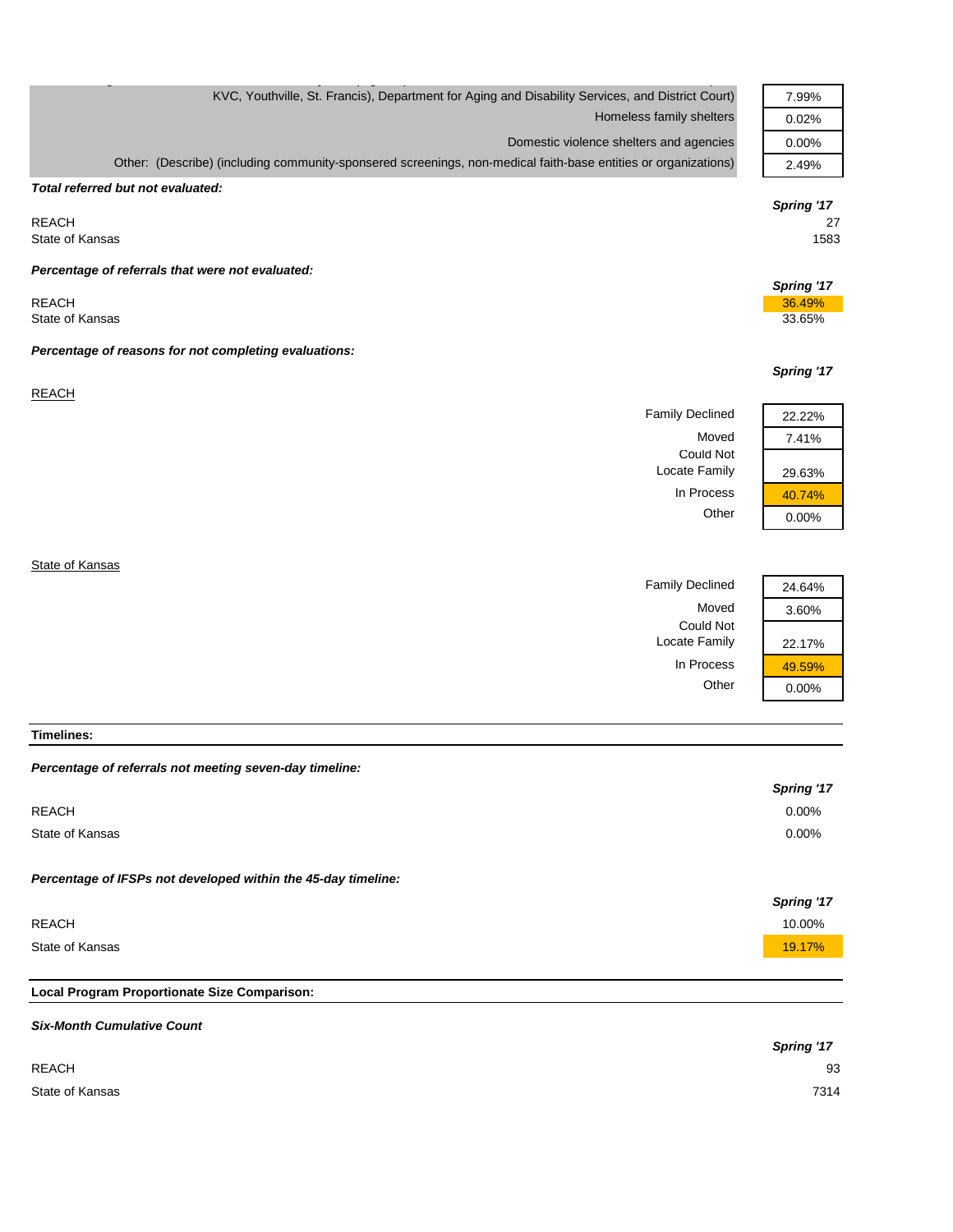| | |
|---|---|
| KVC, Youthville, St. Francis), Department for Aging and Disability Services, and District Court) | 7.99% |
| Homeless family shelters | 0.02% |
| Domestic violence shelters and agencies | 0.00% |
| Other: (Describe) (including community-sponsered screenings, non-medical faith-base entities or organizations) | 2.49% |

***Total referred but not evaluated:***

| | *Spring '17* |
|---|---|
| REACH | 27 |
| State of Kansas | 1583 |

***Percentage of referrals that were not evaluated:***

| | *Spring '17* |
|---|---|
| REACH | 36.49% |
| State of Kansas | 33.65% |

***Percentage of reasons for not completing evaluations:***

REACH

| | *Spring '17* |
|---|---|
| Family Declined | 22.22% |
| Moved | 7.41% |
| Could Not Locate Family | 29.63% |
| In Process | 40.74% |
| Other | 0.00% |

State of Kansas

| | *Spring '17* |
|---|---|
| Family Declined | 24.64% |
| Moved | 3.60% |
| Could Not Locate Family | 22.17% |
| In Process | 49.59% |
| Other | 0.00% |

**Timelines:**

***Percentage of referrals not meeting seven-day timeline:***

| | *Spring '17* |
|---|---|
| REACH | 0.00% |
| State of Kansas | 0.00% |

***Percentage of IFSPs not developed within the 45-day timeline:***

| | *Spring '17* |
|---|---|
| REACH | 10.00% |
| State of Kansas | 19.17% |

**Local Program Proportionate Size Comparison:**

***Six-Month Cumulative Count***

| | *Spring '17* |
|---|---|
| REACH | 93 |
| State of Kansas | 7314 |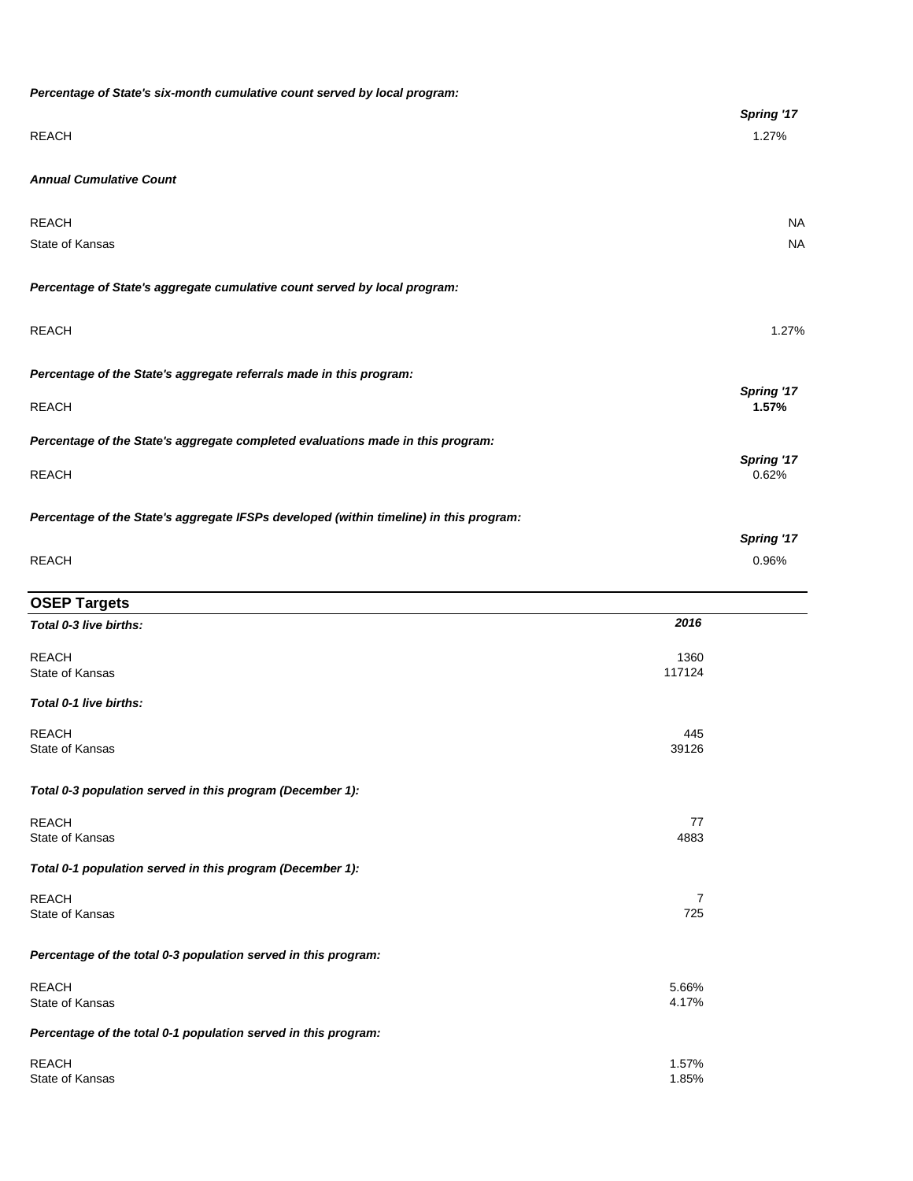***Percentage of State's six-month cumulative count served by local program:***

| | *Spring '17* |
|---|---|
| REACH | 1.27% |

***Annual Cumulative Count***

| | |
|---|---|
| REACH | NA |
| State of Kansas | NA |

***Percentage of State's aggregate cumulative count served by local program:***

| | |
|---|---|
| REACH | 1.27% |

***Percentage of the State's aggregate referrals made in this program:***

| | *Spring '17* |
|---|---|
| REACH | **1.57%** |

***Percentage of the State's aggregate completed evaluations made in this program:***

| | *Spring '17* |
|---|---|
| REACH | 0.62% |

***Percentage of the State's aggregate IFSPs developed (within timeline) in this program:***

| | *Spring '17* |
|---|---|
| REACH | 0.96% |

## OSEP Targets

***Total 0-3 live births:***

| | *2016* |
|---|---|
| REACH | 1360 |
| State of Kansas | 117124 |

***Total 0-1 live births:***

| | |
|---|---|
| REACH | 445 |
| State of Kansas | 39126 |

***Total 0-3 population served in this program (December 1):***

| | |
|---|---|
| REACH | 77 |
| State of Kansas | 4883 |

***Total 0-1 population served in this program (December 1):***

| | |
|---|---|
| REACH | 7 |
| State of Kansas | 725 |

***Percentage of the total 0-3 population served in this program:***

| | |
|---|---|
| REACH | 5.66% |
| State of Kansas | 4.17% |

***Percentage of the total 0-1 population served in this program:***

| | |
|---|---|
| REACH | 1.57% |
| State of Kansas | 1.85% |